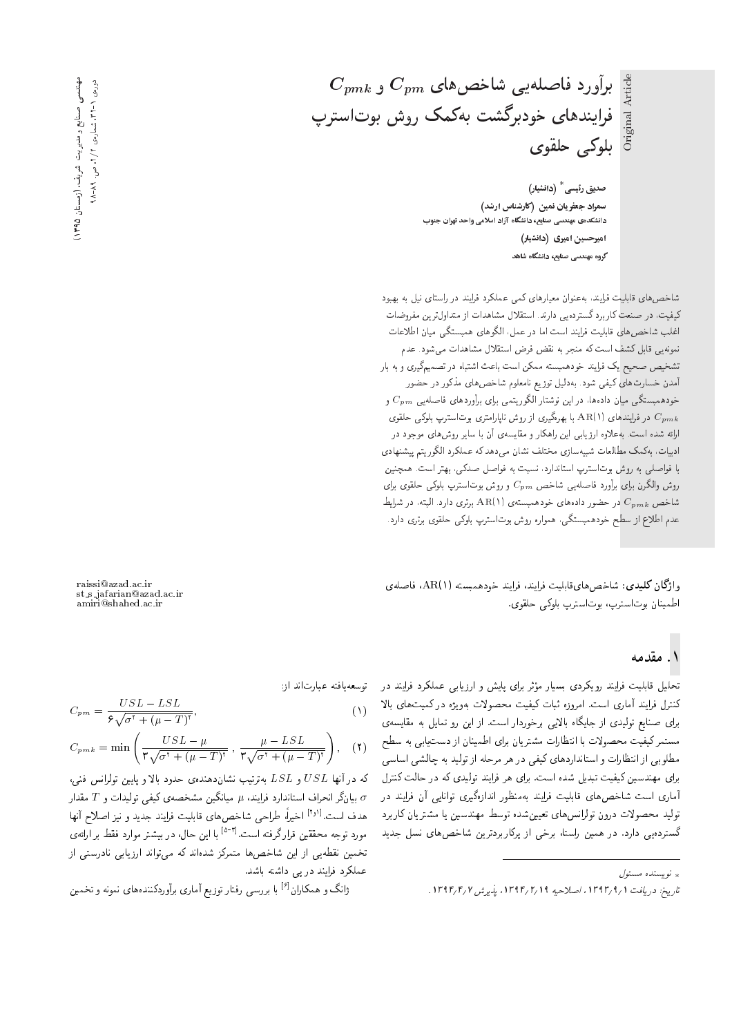Original Article

# برآورد فاصله‌یی شاخص‌های $C_{pm}$ و $C_{pmk}$ فرایندهای خودبرگشت به‌کمک روش بوت‌استرپ بلوکی حلقوی

**صدیق رئیسی*** **(دانشیار)**

**سمراد جعفریان نمین (کارشناس ارشد)**

**دانشکده‌ی مهندسی صنایع، دانشگاه آزاد اسلامی واحد تهران جنوب**

**امیرحسین امیری (دانشیار)**

**گروه مهندسی صنایع، دانشگاه شاهد**

شاخص‌های قابلیت فرایند، به‌عنوان معیارهای کمی عملکرد فرایند در راستای نیل به بهبود کیفیت، در صنعت کاربرد گسترده‌یی دارند. استقلال مشاهدات از متداول‌ترین مفروضات اغلب شاخص‌های قابلیت فرایند است اما در عمل، الگوهای همبستگی میان اطلاعات نمونه‌یی قابل کشف است که منجر به نقض فرض استقلال مشاهدات می‌شود. عدم تشخیص صحیح یک فرایند خودهمبسته ممکن است باعث اشتباه در تصمیم‌گیری و به بار آمدن خسارت‌های کیفی شود. به‌دلیل توزیع نامعلوم شاخص‌های مذکور در حضور خودهمبستگی میان داده‌ها، در این نوشتار الگوریتمی برای برآوردهای فاصله‌یی $C_{pm}$ و $C_{pmk}$ در فرایندهای AR(1) با بهره‌گیری از روش ناپارامتری بوت‌استرپ بلوکی حلقوی ارائه شده است. به‌علاوه ارزیابی این راهکار و مقایسه‌ی آن با سایر روش‌های موجود در ادبیات، به‌کمک مطالعات شبیه‌سازی مختلف نشان می‌دهد که عملکرد الگوریتم پیشنهادی با فواصلی به روش بوت‌استرپ استاندارد، نسبت به فواصل صدکی، بهتر است. همچنین روش والگرن برای برآورد فاصله‌یی شاخص $C_{pm}$ و روش بوت‌استرپ بلوکی حلقوی برای شاخص $C_{pmk}$ در حضور داده‌های خودهمبسته‌ی AR(1) برتری دارد. البته، در شرایط عدم اطلاع از سطح خودهمبستگی، همواره روش بوت‌استرپ بلوکی حلقوی برتری دارد.

**واژگان کلیدی:** شاخص‌های قابلیت فرایند، فرایند خودهمبسته AR(1)، فاصله‌ی اطمینان بوت‌استرپ، بوت‌استرپ بلوکی حلقوی.

raissi@azad.ac.ir
st_s_jafarian@azad.ac.ir
amiri@shahed.ac.ir

## ۱. مقدمه

تحلیل قابلیت فرایند رویکردی بسیار مؤثر برای پایش و ارزیابی عملکرد فرایند در کنترل فرایند آماری است. امروزه ثبات کیفیت محصولات به‌ویژه در کمیت‌های بالا برای صنایع تولیدی از جایگاه بالایی برخوردار است. از این رو تمایل به مقایسه‌ی مستمر کیفیت محصولات با انتظارات مشتریان برای اطمینان از دستیابی به سطح مطلوبی از انتظارات و استانداردهای کیفی در هر مرحله از تولید به چالشی اساسی برای مهندسین کیفیت تبدیل شده است. برای هر فرایند تولیدی که در حالت کنترل آماری است شاخص‌های قابلیت فرایند به‌منظور اندازه‌گیری توانایی آن فرایند در تولید محصولات درون تولرانس‌های تعیین‌شده توسط مهندسین یا مشتریان کاربرد گسترده‌یی دارد. در همین راستا، برخی از پرکاربردترین شاخص‌های نسل جدید توسعه‌یافته عبارت‌اند از:

$$C_{pm} = \frac{USL - LSL}{6\sqrt{\sigma^2 + (\mu - T)^2}}, \quad (1)$$

$$C_{pmk} = \min\left(\frac{USL - \mu}{3\sqrt{\sigma^2 + (\mu - T)^2}}, \frac{\mu - LSL}{3\sqrt{\sigma^2 + (\mu - T)^2}}\right), \quad (2)$$

که در آنها $USL$ و $LSL$ به‌ترتیب نشان‌دهنده‌ی حدود بالا و پایین تولرانس فنی، $\sigma$ بیانگر انحراف استاندارد فرایند، $\mu$ میانگین مشخصه‌ی کیفی تولیدات و $T$ مقدار هدف است.[1و2] اخیراً، طراحی شاخص‌های قابلیت فرایند جدید و نیز اصلاح آنها مورد توجه محققین قرارگرفته است.[3-5] با این حال، در بیشتر موارد فقط بر ارائه‌ی تخمین نقطه‌یی از این شاخص‌ها متمرکز شده‌اند که می‌تواند ارزیابی نادرستی از عملکرد فرایند در پی داشته باشد.

ژانگ و همکاران[6] با بررسی رفتار توزیع آماری برآوردکننده‌های نمونه و تخمین

---

* نویسنده مسئول

تاریخ: دریافت ۱۳۹۳/۹/۱، اصلاحیه ۱۳۹۴/۲/۱۹، پذیرش ۱۳۹۴/۴/۷.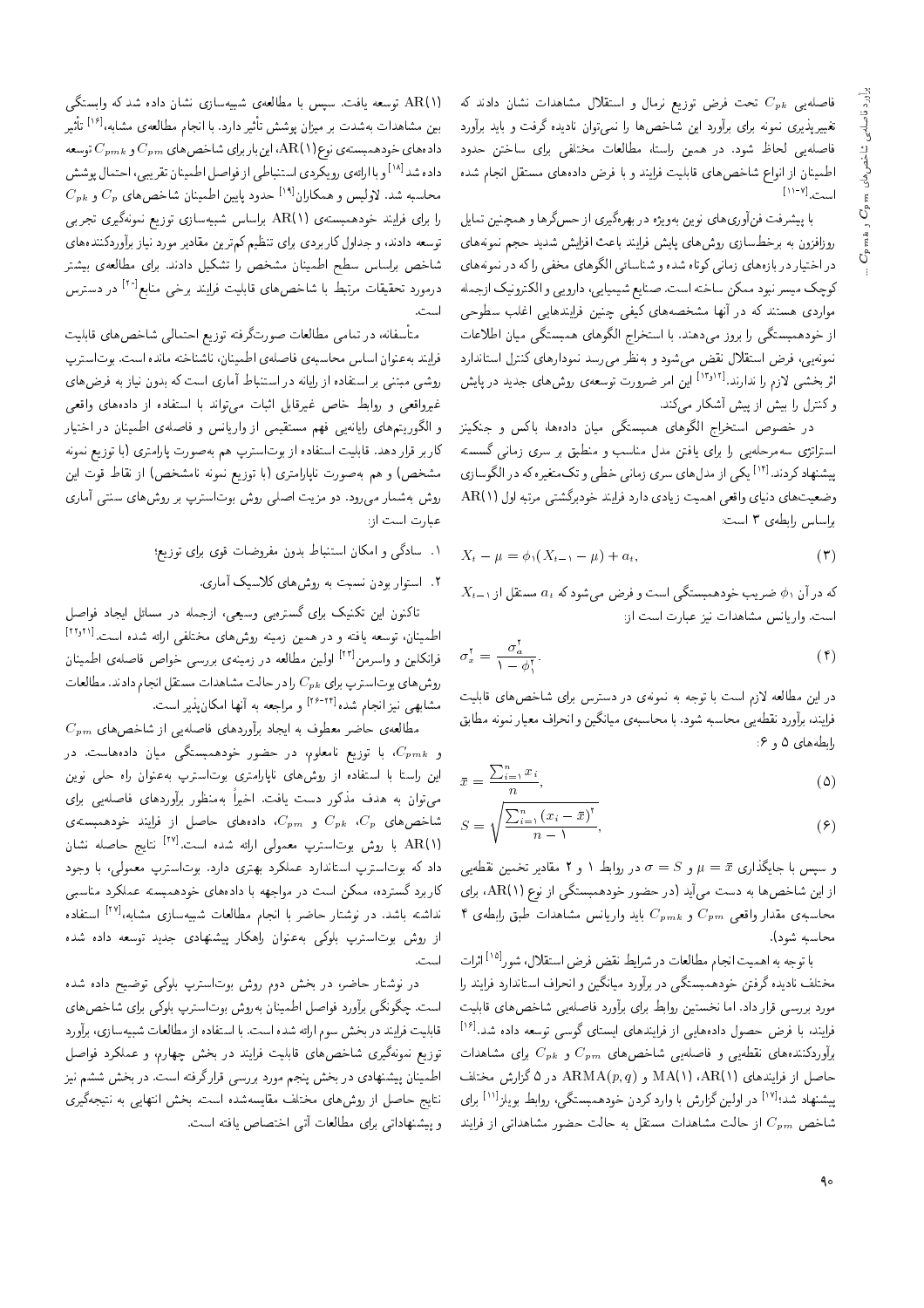فاصله‌یی $C_{pk}$ تحت فرض توزیع نرمال و استقلال مشاهدات نشان دادند که تغییرپذیری نمونه برای برآورد این شاخص‌ها را نمی‌توان نادیده گرفت و باید برآورد فاصله‌یی لحاظ شود. در همین راستا، مطالعات مختلفی برای ساختن حدود اطمینان از انواع شاخص‌های قابلیت فرایند و با فرض داده‌های مستقل انجام شده است.[۷-۱۱]

با پیشرفت فن‌آوری‌های نوین به‌ویژه در بهره‌گیری از حس‌گرها و همچنین تمایل روزافزون به برخط‌سازی روش‌های پایش فرایند باعث افزایش شدید حجم نمونه‌های در اختیار در بازه‌های زمانی کوتاه شده و شناسائی الگوهای مخفی را که در نمونه‌های کوچک میسر نبود ممکن ساخته است. صنایع شیمیایی، دارویی و الکترونیک ازجمله مواردی هستند که در آنها مشخصه‌های کیفی چنین فرایندهایی اغلب سطوحی از خودهمبستگی را بروز می‌دهند. با استخراج الگوهای همبستگی میان اطلاعات نمونه‌یی، فرض استقلال نقض می‌شود و به‌نظر می‌رسد نمودارهای کنترل استاندارد اثربخشی لازم را ندارند.[۱۲و۱۳] این امر ضرورت توسعه‌ی روش‌های جدید در پایش و کنترل را بیش از پیش آشکار می‌کند.

در خصوص استخراج الگوهای همبستگی میان داده‌ها، باکس و جنکینز استراتژی سه‌مرحله‌یی را برای یافتن مدل مناسب و منطبق بر سری زمانی گسسته پیشنهاد کردند.[۱۴] یکی از مدل‌های سری زمانی خطی و تک‌متغیره که در الگوسازی وضعیت‌های دنیای واقعی اهمیت زیادی دارد فرایند خودبرگشتی مرتبه اول AR(۱) براساس رابطه‌ی ۳ است:

$$X_t - \mu = \phi_1 (X_{t-1} - \mu) + a_t, \tag{3}$$

که در آن $\phi_1$ ضریب خودهمبستگی است و فرض می‌شود که $a_t$ مستقل از $X_{t-1}$ است. واریانس مشاهدات نیز عبارت است از:

$$\sigma_x^2 = \frac{\sigma_a^2}{1 - \phi_1^2}. \tag{4}$$

در این مطالعه لازم است با توجه به نمونه‌ی در دسترس برای شاخص‌های قابلیت فرایند، برآورد نقطه‌یی محاسبه شود. با محاسبه‌ی میانگین و انحراف معیار نمونه مطابق رابطه‌های ۵ و ۶:

$$\bar{x} = \frac{\sum_{i=1}^{n} x_i}{n}, \tag{5}$$

$$S = \sqrt{\frac{\sum_{i=1}^{n} (x_i - \bar{x})^2}{n - 1}}, \tag{6}$$

و سپس با جایگذاری $\mu = \bar{x}$ و $\sigma = S$ در روابط ۱ و ۲ مقادیر تخمین نقطه‌یی از این شاخص‌ها به دست می‌آید (در حضور خودهمبستگی از نوع AR(۱)، برای محاسبه‌ی مقدار واقعی $C_{pm}$ و $C_{pmk}$ باید واریانس مشاهدات طبق رابطه‌ی ۴ محاسبه شود).

با توجه به اهمیت انجام مطالعات در شرایط نقض فرض استقلال، شور[۱۵] اثرات مختلف نادیده گرفتن خودهمبستگی در برآورد میانگین و انحراف استاندارد فرایند را مورد بررسی قرار داد. اما نخستین روابط برای برآورد فاصله‌یی شاخص‌های قابلیت فرایند، با فرض حصول داده‌هایی از فرایندهای ایستای گوسی توسعه داده شد.[۱۶] برآوردکننده‌های نقطه‌یی و فاصله‌یی شاخص‌های $C_{pm}$ و $C_{pk}$ برای مشاهدات حاصل از فرایندهای AR(۱)، MA(۱) و ARMA$(p,q)$ در ۵ گزارش مختلف پیشنهاد شد؛[۱۷] در اولین گزارش با وارد کردن خودهمبستگی، روابط بویلز[۱۱] برای شاخص $C_{pm}$ از حالت مشاهدات مستقل به حالت حضور مشاهداتی از فرایند AR(۱) توسعه یافت. سپس با مطالعه‌ی شبیه‌سازی نشان داده شد که وابستگی بین مشاهدات به‌شدت بر میزان پوشش تأثیر دارد. با انجام مطالعه‌ی مشابه،[۱۶] تأثیر داده‌های خودهمبسته‌ی نوع AR(۱)، این بار برای شاخص‌های $C_{pm}$ و $C_{pmk}$ توسعه داده شد[۱۸] و با ارائه‌ی رویکردی استنباطی از فواصل اطمینان تقریبی، احتمال پوشش محاسبه شد. لاولیس و همکاران[۱۹] حدود پایین اطمینان شاخص‌های $C_p$ و $C_{pk}$ را برای فرایند خودهمبسته‌ی AR(۱) براساس شبیه‌سازی توزیع نمونه‌گیری تجربی توسعه دادند، و جداول کاربردی برای تنظیم کم‌ترین مقادیر مورد نیاز برآوردکننده‌های شاخص براساس سطح اطمینان مشخص را تشکیل دادند. برای مطالعه‌ی بیشتر درمورد تحقیقات مرتبط با شاخص‌های قابلیت فرایند برخی منابع[۲۰] در دسترس است.

متأسفانه، در تمامی مطالعات صورت‌گرفته توزیع احتمالی شاخص‌های قابلیت فرایند به‌عنوان اساس محاسبه‌ی فاصله‌ی اطمینان، ناشناخته مانده است. بوت‌استرپ روشی مبتنی بر استفاده از رایانه در استنباط آماری است که بدون نیاز به فرض‌های غیرواقعی و روابط خاص غیرقابل اثبات می‌تواند با استفاده از داده‌های واقعی و الگوریتم‌های رایانه‌یی فهم مستقیمی از واریانس و فاصله‌ی اطمینان در اختیار کاربر قرار دهد. قابلیت استفاده از بوت‌استرپ هم به‌صورت پارامتری (با توزیع نمونه مشخص) و هم به‌صورت ناپارامتری (با توزیع نمونه نامشخص) از نقاط قوت این روش به‌شمار می‌رود. دو مزیت اصلی روش بوت‌استرپ بر روش‌های سنتی آماری عبارت است از:

۱. سادگی و امکان استنباط بدون مفروضات قوی برای توزیع؛

۲. استوار بودن نسبت به روش‌های کلاسیک آماری.

تاکنون این تکنیک برای گستره‌یی وسیعی، ازجمله در مسائل ایجاد فواصل اطمینان، توسعه یافته و در همین زمینه روش‌های مختلفی ارائه شده است.[۲۱و۲۲] فرانکلین و واسرمن[۲۳] اولین مطالعه در زمینه‌ی بررسی خواص فاصله‌ی اطمینان روش‌های بوت‌استرپ برای $C_{pk}$ را در حالت مشاهدات مستقل انجام دادند. مطالعات مشابهی نیز انجام شده[۲۴-۲۶] و مراجعه به آنها امکان‌پذیر است.

مطالعه‌ی حاضر معطوف به ایجاد برآوردهای فاصله‌یی از شاخص‌های $C_{pm}$ و $C_{pmk}$، با توزیع نامعلوم، در حضور خودهمبستگی میان داده‌هاست. در این راستا با استفاده از روش‌های ناپارامتری بوت‌استرپ به‌عنوان راه حلی نوین می‌توان به هدف مذکور دست یافت. اخیراً به‌منظور برآوردهای فاصله‌یی برای شاخص‌های $C_p$، $C_{pk}$ و $C_{pm}$، داده‌های حاصل از فرایند خودهمبسته‌ی AR(۱) با روش بوت‌استرپ معمولی ارائه شده است.[۲۷] نتایج حاصله نشان داد که بوت‌استرپ استاندارد عملکرد بهتری دارد. بوت‌استرپ معمولی، با وجود کاربرد گسترده، ممکن است در مواجهه با داده‌های خودهمبسته عملکرد مناسبی نداشته باشد. در نوشتار حاضر با انجام مطالعات شبیه‌سازی مشابه،[۲۷] استفاده از روش بوت‌استرپ بلوکی به‌عنوان راهکار پیشنهادی جدید توسعه داده شده است.

در نوشتار حاضر، در بخش دوم روش بوت‌استرپ بلوکی توضیح داده شده است. چگونگی برآورد فواصل اطمینان به‌روش بوت‌استرپ بلوکی برای شاخص‌های قابلیت فرایند در بخش سوم ارائه شده است. با استفاده از مطالعات شبیه‌سازی، برآورد توزیع نمونه‌گیری شاخص‌های قابلیت فرایند در بخش چهارم، و عملکرد فواصل اطمینان پیشنهادی در بخش پنجم مورد بررسی قرارگرفته است. در بخش ششم نیز نتایج حاصل از روش‌های مختلف مقایسه‌شده است. بخش انتهایی به نتیجه‌گیری و پیشنهاداتی برای مطالعات آتی اختصاص یافته است.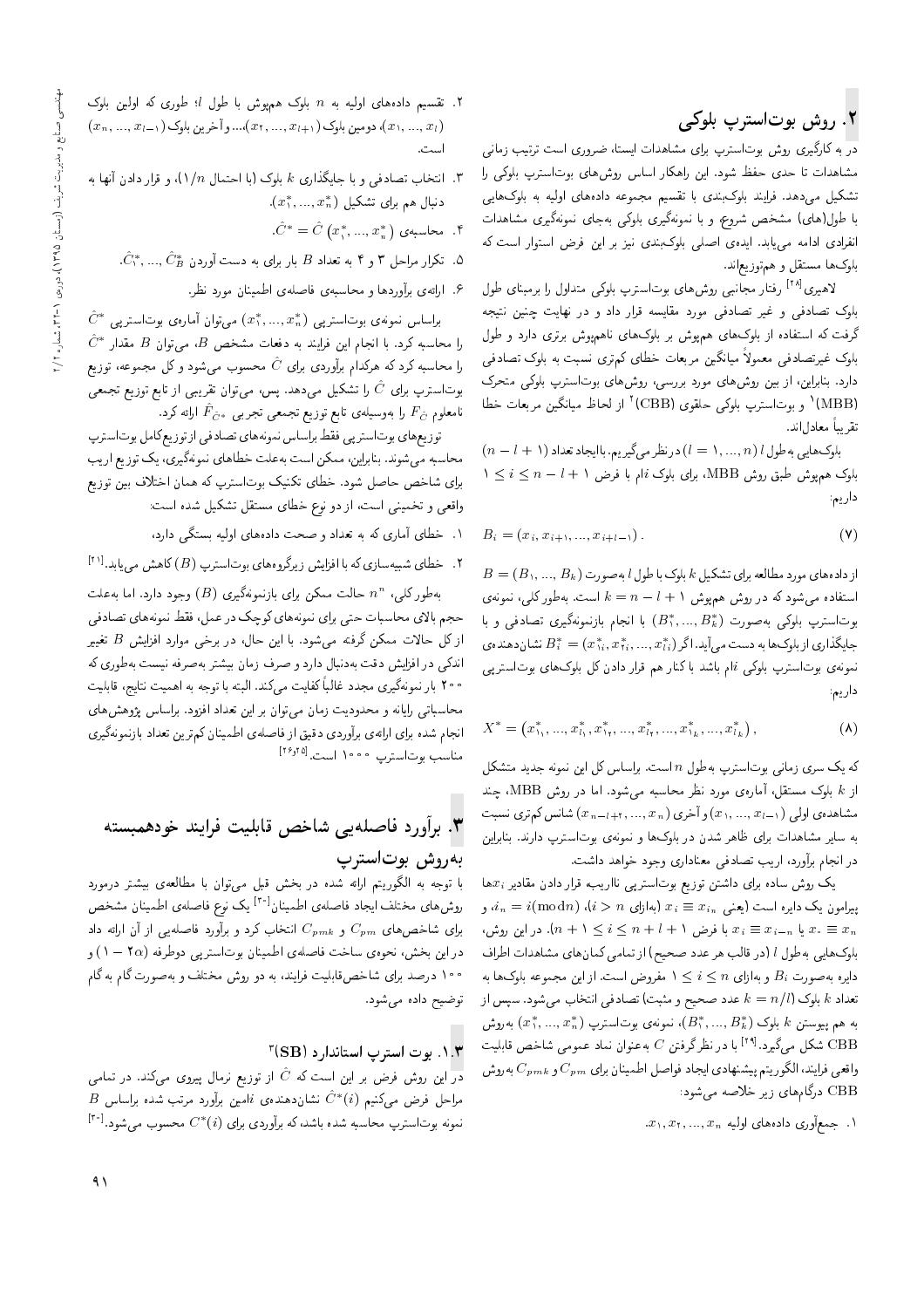## ۲. روش بوت‌استرپ بلوکی

در به کارگیری روش بوت‌استرپ برای مشاهدات ایستا، ضروری است ترتیب زمانی مشاهدات تا حدی حفظ شود. این راهکار اساس روش‌های بوت‌استرپ بلوکی را تشکیل می‌دهد. فرایند بلوک‌بندی با تقسیم مجموعه داده‌های اولیه به بلوک‌هایی با طول(های) مشخص شروع، و با نمونه‌گیری بلوکی به‌جای نمونه‌گیری مشاهدات انفرادی ادامه می‌یابد. ایده‌ی اصلی بلوک‌بندی نیز بر این فرض استوار است که بلوک‌ها مستقل و هم‌توزیع‌اند.

لاهیری[28] رفتار مجانبی روش‌های بوت‌استرپ بلوکی متداول را برمبنای طول بلوک تصادفی و غیر تصادفی مورد مقایسه قرار داد و در نهایت چنین نتیجه گرفت که استفاده از بلوک‌های هم‌پوش بر بلوک‌های ناهم‌پوش برتری دارد و طول بلوک غیرتصادفی معمولاً میانگین مربعات خطای کم‌تری نسبت به بلوک تصادفی دارد. بنابراین، از بین روش‌های مورد بررسی، روش‌های بوت‌استرپ بلوکی متحرک (MBB)[1] و بوت‌استرپ بلوکی حلقوی (CBB)[2] از لحاظ میانگین مربعات خطا تقریباً معادل‌اند.

بلوک‌هایی به‌طول $l$ ($l = 1, ..., n$) درنظر می‌گیریم. باایجاد تعداد $(n - l + 1)$ بلوک هم‌پوش طبق روش MBB، برای بلوک $i$ام با فرض $1 \leq i \leq n - l + 1$ داریم:

$$B_i = (x_i, x_{i+1}, ..., x_{i+l-1}). \tag{7}$$

از داده‌های مورد مطالعه برای تشکیل $k$ بلوک با طول $l$ به‌صورت $B = (B_1, ..., B_k)$ استفاده می‌شود که در روش هم‌پوش $k = n - l + 1$ است. به‌طور کلی، نمونه‌ی بوت‌استرپ بلوکی به‌صورت $(B_1^*, ..., B_k^*)$ با انجام بازنمونه‌گیری تصادفی و با جایگذاری از بلوک‌ها به دست می‌آید. اگر $B_i^* = (x_{1i}^*, x_{2i}^*, ..., x_{li}^*)$ نشان‌دهنده‌ی نمونه‌ی بوت‌استرپ بلوکی $i$ام باشد با کنار هم قرار دادن کل بلوک‌های بوت‌استرپی داریم:

$$X^* = (x_{11}^*, ..., x_{l1}^*, x_{12}^*, ..., x_{l2}^*, ..., x_{1k}^*, ..., x_{lk}^*), \tag{8}$$

که یک سری زمانی بوت‌استرپ به‌طول $n$ است. براساس کل این نمونه جدید متشکل از $k$ بلوک مستقل، آماره‌ی مورد نظر محاسبه می‌شود. اما در روش MBB، چند مشاهده‌ی اولی $(x_1, ..., x_{l-1})$ و آخری $(x_{n-l+2}, ..., x_n)$ شانس کم‌تری نسبت به سایر مشاهدات برای ظاهر شدن در بلوک‌ها و نمونه‌ی بوت‌استرپ دارند. بنابراین در انجام برآورد، اریب تصادفی معناداری وجود خواهد داشت.

یک روش ساده برای داشتن توزیع بوت‌استرپی نااریبه قرار دادن مقادیر $x_i$ها پیرامون یک دایره است (یعنی $x_i \equiv x_{i_n}$ (به‌ازای $i > n$)، $i_n = i(\text{mod}\, n)$ و $x_0 \equiv x_n$ یا $x_i \equiv x_{i-n}$ با فرض $n + 1 \leq i \leq n + l + 1$). در این روش، بلوک‌هایی به‌طول $l$ (در قالب هر عدد صحیح) از تمامی کمان‌های مشاهدات اطراف دایره به‌صورت $B_i$ و به‌ازای $1 \leq i \leq n$ مفروض است. از این مجموعه بلوک‌ها به تعداد $k$ بلوک ($k = n/l$ عدد صحیح و مثبت) تصادفی انتخاب می‌شود. سپس از به هم پیوستن $k$ بلوک $(B_1^*, ..., B_k^*)$، نمونه‌ی بوت‌استرپ $(x_1^*, ..., x_n^*)$ به‌روش CBB شکل می‌گیرد.[29] با در نظرگرفتن $C$ به‌عنوان نماد عمومی شاخص قابلیت واقعی فرایند، الگوریتم پیشنهادی ایجاد فواصل اطمینان برای $C_{pm}$ و $C_{pmk}$ به‌روش CBB درگام‌های زیر خلاصه می‌شود:

۱. جمع‌آوری داده‌های اولیه $x_1, x_2, ..., x_n$.

۲. تقسیم داده‌های اولیه به $n$ بلوک هم‌پوش با طول $l$؛ طوری که اولین بلوک $(x_1, ..., x_l)$، دومین بلوک $(x_2, ..., x_{l+1})$،... و آخرین بلوک $(x_n, ..., x_{l-1})$ است.

۳. انتخاب تصادفی و با جایگذاری $k$ بلوک (با احتمال $1/n$)، و قرار دادن آنها به دنبال هم برای تشکیل $(x_1^*, ..., x_n^*)$.

۴. محاسبه‌ی $\hat{C}^* = \hat{C}(x_1^*, ..., x_n^*)$.

۵. تکرار مراحل ۳ و ۴ به تعداد $B$ بار برای به دست آوردن $\hat{C}_1^*, ..., \hat{C}_B^*$.

۶. ارائه‌ی برآوردها و محاسبه‌ی فاصله‌ی اطمینان مورد نظر.

براساس نمونه‌ی بوت‌استرپی $(x_1^*, ..., x_n^*)$ می‌توان آماره‌ی بوت‌استرپی $\hat{C}^*$ را محاسبه کرد. با انجام این فرایند به دفعات مشخص $B$، می‌توان $B$ مقدار $\hat{C}^*$ را محاسبه کرد که هرکدام برآوردی برای $\hat{C}$ محسوب می‌شود و کل مجموعه، توزیع بوت‌استرپ برای $\hat{C}$ را تشکیل می‌دهد. پس، می‌توان تقریبی از تابع توزیع تجمعی نامعلوم $F_{\hat{C}}$ را به‌وسیله‌ی تابع توزیع تجمعی تجربی $\hat{F}_{\hat{C}^*}$ ارائه کرد.

توزیع‌های بوت‌استرپی فقط براساس نمونه‌های تصادفی از توزیع کامل بوت‌استرپ محاسبه می‌شوند. بنابراین، ممکن است به‌علت خطاهای نمونه‌گیری، یک توزیع اریب برای شاخص حاصل شود. خطای تکنیک بوت‌استرپ که همان اختلاف بین توزیع واقعی و تخمینی است، از دو نوع خطای مستقل تشکیل شده است:

۱. خطای آماری که به تعداد و صحت داده‌های اولیه بستگی دارد،

۲. خطای شبیه‌سازی که با افزایش زیرگروه‌های بوت‌استرپ ($B$) کاهش می‌یابد.[21]

به‌طور کلی، $n^n$ حالت ممکن برای بازنمونه‌گیری ($B$) وجود دارد. اما به‌علت حجم بالای محاسبات حتی برای نمونه‌های کوچک در عمل، فقط نمونه‌های تصادفی از کل حالات ممکن گرفته می‌شود. با این حال، در برخی موارد افزایش $B$ تغییر اندکی در افزایش دقت به‌دنبال دارد و صرف زمان بیشتر به‌صرفه نیست به‌طوری که ۲۰۰ بار نمونه‌گیری مجدد غالباً کفایت می‌کند. البته با توجه به اهمیت نتایج، قابلیت محاسباتی رایانه و محدودیت زمان می‌توان بر این تعداد افزود. براساس پژوهش‌های انجام شده برای ارائه‌ی برآوردی دقیق از فاصله‌ی اطمینان کم‌ترین تعداد بازنمونه‌گیری مناسب بوت‌استرپ ۱۰۰۰ است.[25,26]

## ۳. برآورد فاصله‌یی شاخص قابلیت فرایند خودهمبسته به‌روش بوت‌استرپ

با توجه به الگوریتم ارائه شده در بخش قبل می‌توان با مطالعه‌ی بیشتر درمورد روش‌های مختلف ایجاد فاصله‌ی اطمینان[30] یک نوع فاصله‌ی اطمینان مشخص برای شاخص‌های $C_{pm}$ و $C_{pmk}$ انتخاب کرد و برآورد فاصله‌یی از آن ارائه داد در این بخش، نحوه‌ی ساخت فاصله‌ی اطمینان بوت‌استرپ دوطرفه $(1 - 2\alpha)$ و ۱۰۰ درصد برای شاخص‌قابلیت فرایند، به دو روش مختلف و به‌صورت گام به گام توضیح داده می‌شود.

### ۱.۳. بوت استرپ استاندارد (SB)[3]

در این روش فرض بر این است که $\hat{C}$ از توزیع نرمال پیروی می‌کند. در تمامی مراحل فرض می‌کنیم $\hat{C}^*(i)$ نشان‌دهنده‌ی $i$امین برآورد مرتب شده براساس $B$ نمونه بوت‌استرپ محاسبه شده باشد، که برآوردی برای $C^*(i)$ محسوب می‌شود.[30]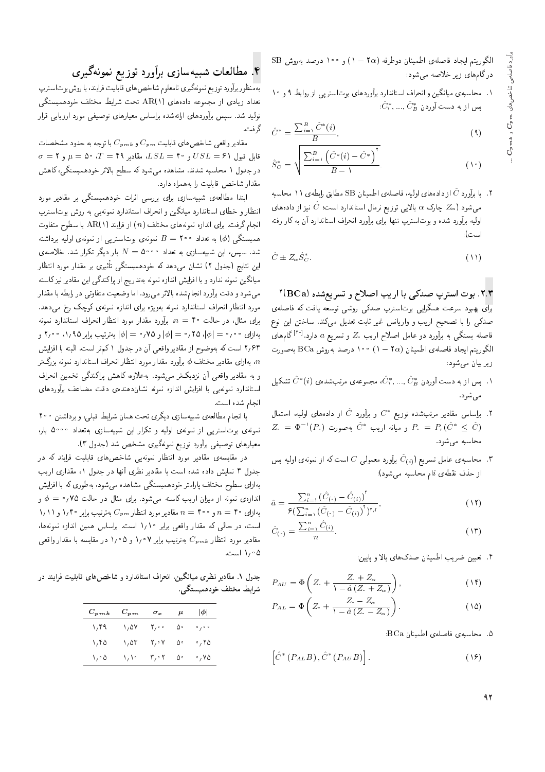الگوریتم ایجاد فاصله‌ی اطمینان دوطرفه $(1-2\alpha)$ ۱۰۰ درصد به‌روش SB در گام‌های زیر خلاصه می‌شود:

۱. محاسبه‌ی میانگین و انحراف استاندارد برآوردهای بوت‌استرپی از روابط ۹ و ۱۰ پس از به دست آوردن $\hat{C}_1^*, ..., \hat{C}_B^*$:

$$\hat{C}^* = \frac{\sum_{i=1}^{B} \hat{C}^*(i)}{B}, \tag{9}$$

$$\hat{S}_C^* = \sqrt{\frac{\sum_{i=1}^{B} \left(\hat{C}^*(i) - \hat{C}^*\right)^2}{B-1}}. \tag{10}$$

۲. با برآورد $\hat{C}$ از داده‌های اولیه، فاصله‌ی اطمینان SB مطابق رابطه‌ی ۱۱ محاسبه می‌شود ($Z_\alpha$ چارک $\alpha$ بالایی توزیع نرمال استاندارد است؛ $\hat{C}$ نیز از داده‌های اولیه برآورد شده و بوت‌استرپ تنها برای برآورد انحراف استاندارد آن به کار رفته است):

$$\hat{C} \pm Z_\alpha \hat{S}_C^*. \tag{11}$$

### ۳.۲. بوت استرپ صدکی با اریب اصلاح و تسریع‌شده (BCa)[4]

برای بهبود سرعت همگرایی بوت‌استرپ صدکی روشی توسعه یافت که فاصله‌ی صدکی را با تصحیح اریب و واریانس غیر ثابت تعدیل می‌کند. ساختن این نوع فاصله بستگی به برآورد دو عامل اصلاح اریب $Z_\circ$ و تسریع $a$ دارد.[30] گام‌های الگوریتم ایجاد فاصله‌ی اطمینان $(1-2\alpha)$ ۱۰۰ درصد به‌روش BCa به‌صورت زیر بیان می‌شود:

۱. پس از به دست آوردن $\hat{C}_1^*, ..., \hat{C}_B^*$، مجموعه‌ی مرتب‌شده‌ی $\hat{C}^*(i)$ تشکیل می‌شود.

۲. براساس مقادیر مرتب‌شده توزیع $C^*$ و برآورد $\hat{C}$ از داده‌های اولیه، احتمال $P_\circ = P_r(\hat{C}^* \leq \hat{C})$ و میانه اریب $\hat{C}^*$ به‌صورت $Z_\circ = \Phi^{-1}(P_\circ)$ محاسبه می‌شود.

۳. محاسبه‌ی عامل تسریع $\hat{C}_{(i)}$ برآورد معمولی $C$ است که از نمونه‌ی اولیه پس از حذف نقطه‌ی $i$ام محاسبه می‌شود):

$$\hat{a} = \frac{\sum_{i=1}^{n} (\hat{C}_{(\cdot)} - \hat{C}_{(i)})^3}{6(\sum_{i=1}^{n} (\hat{C}_{(\cdot)} - \hat{C}_{(i)})^2)^{3/2}}, \tag{12}$$

$$\hat{C}_{(\cdot)} = \frac{\sum_{i=1}^{n} \hat{C}_{(i)}}{n}. \tag{13}$$

۴. تعیین ضریب اطمینان صدک‌های بالا و پایین:

$$P_{AU} = \Phi\left(Z_\circ + \frac{Z_\circ + Z_\alpha}{1 - \hat{a}\,(Z_\circ + Z_\alpha)}\right), \tag{14}$$

$$P_{AL} = \Phi\left(Z_\circ + \frac{Z_\circ - Z_\alpha}{1 - \hat{a}\,(Z_\circ - Z_\alpha)}\right). \tag{15}$$

۵. محاسبه‌ی فاصله‌ی اطمینان BCa:

$$\left[\hat{C}^*(P_{AL}B), \hat{C}^*(P_{AU}B)\right]. \tag{16}$$

## ۴. مطالعات شبیه‌سازی برآورد توزیع نمونه‌گیری

به‌منظور برآورد توزیع نمونه‌گیری نامعلوم شاخص‌های قابلیت فرایند، با روش بوت‌استرپ تعداد زیادی از مجموعه داده‌های AR(1) تحت شرایط مختلف خودهمبستگی تولید شد. سپس برآوردهای ارائه‌شده براساس معیارهای توصیفی مورد ارزیابی قرار گرفت.

مقادیر واقعی شاخص‌های قابلیت $C_{pm}$ و $C_{pmk}$ با توجه به حدود مشخصات قابل قبول $USL = 61$ و $LSL = 40$، مقادیر $T = 49$، $\mu = 50$ و $\sigma = 2$ در جدول ۱ محاسبه شدند. مشاهده می‌شود که سطح بالاتر خودهمبستگی، کاهش مقدار شاخص قابلیت را به‌همراه دارد.

ابتدا مطالعه‌ی شبیه‌سازی برای بررسی اثرات خودهمبستگی بر مقادیر مورد انتظار و خطای استاندارد میانگین و انحراف استاندارد نمونه‌یی به روش بوت‌استرپ انجام گرفت. برای اندازه نمونه‌های مختلف $(n)$ از فرایند AR(1) با سطوح متفاوت همبستگی $(\phi)$ به تعداد $B = 200$ نمونه‌ی بوت‌استرپی از نمونه‌ی اولیه برداشته شد. سپس، این شبیه‌سازی به تعداد $N = 5000$ بار دیگر تکرار شد. خلاصه‌ی این نتایج (جدول ۲) نشان می‌دهد که خودهمبستگی تأثیری بر مقدار مورد انتظار میانگین نمونه ندارد و با افزایش اندازه نمونه به‌تدریج از پراکندگی این مقادیر نیزکاسته می‌شود و دقت برآورد انجام‌شده بالاتر می‌رود. اما وضعیت متفاوتی در رابطه با مقدار مورد انتظار انحراف استاندارد نمونه به‌ویژه برای اندازه نمونه‌ی کوچک رخ می‌دهد. برای مثال، در حالت $n = 40$ برآورد مقدار مورد انتظار انحراف استاندارد نمونه به‌ازای $|\phi| = 0{,}00$، $|\phi| = 0{,}25$ و $|\phi| = 0{,}75$ به‌ترتیب برابر ۱٫۹۵، ۲٫۰۰ و ۲٫۶۳ است که به‌وضوح از مقادیر واقعی آن در جدول ۱ کم‌تر است. البته با افزایش $n$، به‌ازای مقادیر مختلف $\phi$ برآورد مقدار مورد انتظار انحراف استاندارد نمونه بزرگ‌تر و به مقادیر واقعی آن نزدیک‌تر می‌شود. به‌علاوه، کاهش پراکندگی تخمین انحراف استاندارد نمونه‌یی با افزایش اندازه نمونه نشان‌دهنده‌ی دقت مضاعف برآوردهای انجام شده است.

با انجام مطالعه‌ی شبیه‌سازی دیگری تحت همان شرایط قبلی، و برداشتن ۲۰۰ نمونه‌ی بوت‌استرپی از نمونه‌ی اولیه و تکرار این شبیه‌سازی به‌تعداد ۵۰۰۰ بار، معیارهای توصیفی برآورد توزیع نمونه‌گیری مشخص شد (جدول ۳).

در مقایسه‌ی مقادیر مورد انتظار نمونه‌یی شاخص‌های قابلیت فرایند که در جدول ۳ نمایش داده شده است با مقادیر نظری آنها در جدول ۱، مقداری اریب به‌ازای سطوح مختلف پارامتر خودهمبستگی مشاهده می‌شود، به‌طوری که با افزایش اندازه‌ی نمونه از میزان اریب کاسته می‌شود. برای مثال در حالت $\phi = 0{,}75$ و به‌ازای $n = 40$ و $n = 400$ مقادیر مورد انتظار $C_{pm}$ به‌ترتیب برابر ۱٫۴۰ و ۱٫۱۱ است، در حالی که مقدار واقعی برابر ۱٫۱۰ است. براساس همین اندازه نمونه‌ها، مقادیر مورد انتظار $C_{pmk}$ به‌ترتیب برابر ۱٫۰۷ و ۱٫۰۵ در مقایسه با مقدار واقعی ۱٫۰۵ است.

جدول ۱. مقادیر نظری میانگین، انحراف استاندارد و شاخص‌های قابلیت فرایند در شرایط مختلف خودهمبستگی.

| $C_{pmk}$ | $C_{pm}$ | $\sigma_x$ | $\mu$ | $\|\phi\|$ |
|---|---|---|---|---|
| ۱٫۴۹ | ۱٫۵۷ | ۲٫۰۰ | ۵۰ | ۰٫۰۰ |
| ۱٫۴۵ | ۱٫۵۳ | ۲٫۰۷ | ۵۰ | ۰٫۲۵ |
| ۱٫۰۵ | ۱٫۱۰ | ۳٫۰۲ | ۵۰ | ۰٫۷۵ |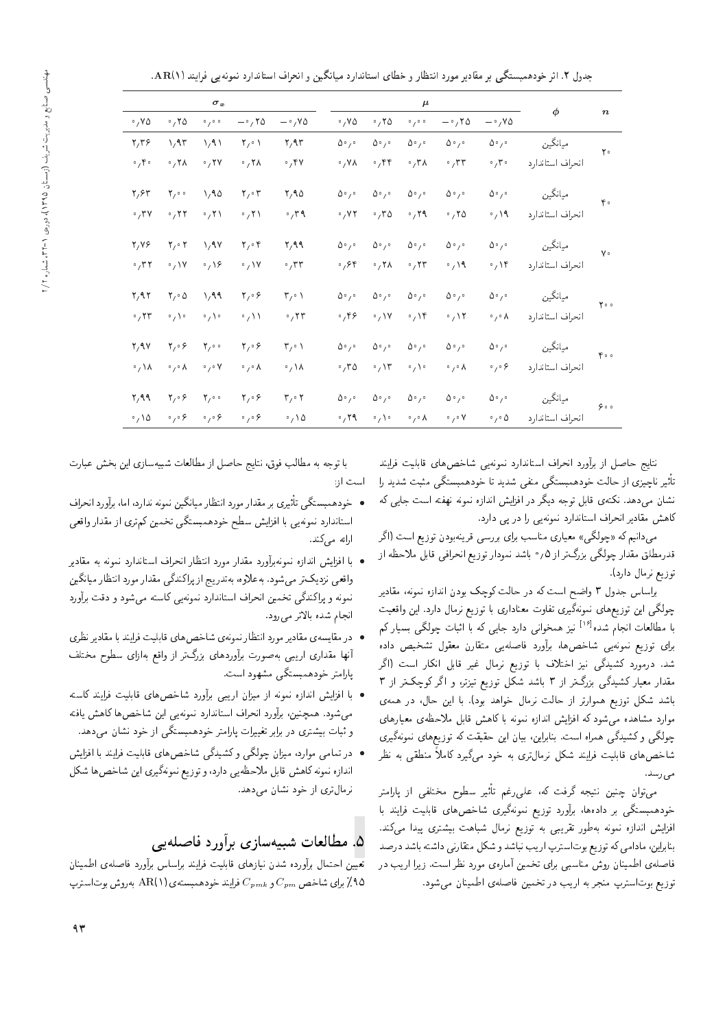جدول ۲. اثر خودهمبستگی بر مقادیر مورد انتظار و خطای استاندارد میانگین و انحراف استاندارد نمونه‌یی فرایند AR(1).

| $n$ | $\phi$ | $\mu$ | | | | | $\sigma_x$ | | | | |
|---|---|---|---|---|---|---|---|---|---|---|---|
| | | ۰٫۷۵− | ۰٫۲۵− | ۰٫۰۰ | ۰٫۲۵ | ۰٫۷۵ | ۰٫۷۵− | ۰٫۲۵− | ۰٫۰۰ | ۰٫۲۵ | ۰٫۷۵ |
| ۲۰ | میانگین | ۵۰٫۰ | ۵۰٫۰ | ۵۰٫۰ | ۵۰٫۰ | ۵۰٫۰ | ۲٫۹۳ | ۲٫۰۱ | ۱٫۹۱ | ۱٫۹۳ | ۲٫۳۶ |
| | انحراف استاندارد | ۰٫۳۰ | ۰٫۳۳ | ۰٫۳۸ | ۰٫۴۴ | ۰٫۷۸ | ۰٫۴۷ | ۰٫۲۸ | ۰٫۲۷ | ۰٫۲۸ | ۰٫۴۰ |
| ۴۰ | میانگین | ۵۰٫۰ | ۵۰٫۰ | ۵۰٫۰ | ۵۰٫۰ | ۵۰٫۰ | ۲٫۹۵ | ۲٫۰۳ | ۱٫۹۵ | ۲٫۰۰ | ۲٫۶۳ |
| | انحراف استاندارد | ۰٫۱۹ | ۰٫۲۵ | ۰٫۲۹ | ۰٫۳۵ | ۰٫۷۲ | ۰٫۳۹ | ۰٫۲۱ | ۰٫۲۱ | ۰٫۲۲ | ۰٫۳۷ |
| ۷۰ | میانگین | ۵۰٫۰ | ۵۰٫۰ | ۵۰٫۰ | ۵۰٫۰ | ۵۰٫۰ | ۲٫۹۹ | ۲٫۰۴ | ۱٫۹۷ | ۲٫۰۲ | ۲٫۷۶ |
| | انحراف استاندارد | ۰٫۱۴ | ۰٫۱۹ | ۰٫۲۳ | ۰٫۲۸ | ۰٫۶۴ | ۰٫۳۳ | ۰٫۱۷ | ۰٫۱۶ | ۰٫۱۷ | ۰٫۳۲ |
| ۲۰۰ | میانگین | ۵۰٫۰ | ۵۰٫۰ | ۵۰٫۰ | ۵۰٫۰ | ۵۰٫۰ | ۳٫۰۱ | ۲٫۰۶ | ۱٫۹۹ | ۲٫۰۵ | ۲٫۹۲ |
| | انحراف استاندارد | ۰٫۰۸ | ۰٫۱۲ | ۰٫۱۴ | ۰٫۱۷ | ۰٫۴۶ | ۰٫۲۳ | ۰٫۱۱ | ۰٫۱۰ | ۰٫۱۰ | ۰٫۲۳ |
| ۴۰۰ | میانگین | ۵۰٫۰ | ۵۰٫۰ | ۵۰٫۰ | ۵۰٫۰ | ۵۰٫۰ | ۳٫۰۱ | ۲٫۰۶ | ۲٫۰۰ | ۲٫۰۶ | ۲٫۹۷ |
| | انحراف استاندارد | ۰٫۰۶ | ۰٫۰۸ | ۰٫۱۰ | ۰٫۱۳ | ۰٫۳۵ | ۰٫۱۸ | ۰٫۰۸ | ۰٫۰۷ | ۰٫۰۸ | ۰٫۱۸ |
| ۶۰۰ | میانگین | ۵۰٫۰ | ۵۰٫۰ | ۵۰٫۰ | ۵۰٫۰ | ۵۰٫۰ | ۳٫۰۲ | ۲٫۰۶ | ۲٫۰۰ | ۲٫۰۶ | ۲٫۹۹ |
| | انحراف استاندارد | ۰٫۰۵ | ۰٫۰۷ | ۰٫۰۸ | ۰٫۱۰ | ۰٫۲۹ | ۰٫۱۵ | ۰٫۰۶ | ۰٫۰۶ | ۰٫۰۶ | ۰٫۱۵ |

نتایج حاصل از برآورد انحراف استاندارد نمونه‌یی شاخص‌های قابلیت فرایند تأثیر ناچیزی از حالت خودهمبستگی منفی شدید تا خودهمبستگی مثبت شدید را نشان می‌دهد. نکته‌ی قابل توجه دیگر در افزایش اندازه نمونه نهفته است جایی که کاهش مقادیر انحراف استاندارد نمونه‌یی را در پی دارد.

می‌دانیم که «چولگی» معیاری مناسب برای بررسی قرینه‌بودن توزیع است (اگر قدرمطلق مقدار چولگی بزرگ‌تر از ۰٫۵ باشد نمودار توزیع انحرافی قابل ملاحظه از توزیع نرمال دارد).

براساس جدول ۳ واضح است که در حالت کوچک بودن اندازه نمونه، مقادیر چولگی این توزیع‌های نمونه‌گیری تفاوت معناداری با توزیع نرمال دارد. این واقعیت با مطالعات انجام شده[16] نیز همخوانی دارد جایی که با اثبات چولگی بسیار کم برای توزیع نمونه‌یی شاخص‌ها، برآورد فاصله‌یی متقارن معقول تشخیص داده شد. درمورد کشیدگی نیز اختلاف با توزیع نرمال غیر قابل انکار است (اگر مقدار معیار کشیدگی بزرگ‌تر از ۳ باشد شکل توزیع تیزتر، و اگر کوچک‌تر از ۳ باشد شکل توزیع هموارتر از حالت نرمال خواهد بود). با این حال، در همه‌ی موارد مشاهده می‌شود که افزایش اندازه نمونه با کاهش قابل ملاحظه‌ی معیارهای چولگی و کشیدگی همراه است. بنابراین، بیان این حقیقت که توزیع‌های نمونه‌گیری شاخص‌های قابلیت فرایند شکل نرمال‌تری به خود می‌گیرد کاملاً منطقی به نظر می‌رسد.

می‌توان چنین نتیجه گرفت که، علی‌رغم تأثیر سطوح مختلفی از پارامتر خودهمبستگی بر داده‌ها، برآورد توزیع نمونه‌گیری شاخص‌های قابلیت فرایند با افزایش اندازه نمونه به‌طور تقریبی به توزیع نرمال شباهت بیشتری پیدا می‌کند. بنابراین، مادامی که توزیع بوت‌استرپ اریب نباشد و شکل متقارنی داشته باشد درصد فاصله‌ی اطمینان روش مناسبی برای تخمین آماره‌ی مورد نظر است. زیرا اریب در توزیع بوت‌استرپ منجر به اریب در تخمین فاصله‌ی اطمینان می‌شود.

با توجه به مطالب فوق، نتایج حاصل از مطالعات شبیه‌سازی این بخش عبارت است از:

- خودهمبستگی تأثیری بر مقدار مورد انتظار میانگین نمونه ندارد، اما، برآورد انحراف استاندارد نمونه‌یی با افزایش سطح خودهمبستگی تخمین کم‌تری از مقدار واقعی ارائه می‌کند.
- با افزایش اندازه نمونه‌برآورد مقدار مورد انتظار انحراف استاندارد نمونه به مقادیر واقعی نزدیک‌تر می‌شود. به‌علاوه، به‌تدریج از پراکندگی مقدار مورد انتظار میانگین نمونه و پراکندگی تخمین انحراف استاندارد نمونه‌یی کاسته می‌شود و دقت برآورد انجام شده بالاتر می‌رود.
- در مقایسه‌ی مقادیر مورد انتظار نمونه‌ی شاخص‌های قابلیت فرایند با مقادیر نظری آنها مقداری اریبی به‌صورت برآوردهای بزرگ‌تر از واقع به‌ازای سطوح مختلف پارامتر خودهمبستگی مشهود است.
- با افزایش اندازه نمونه از میزان اریبی برآورد شاخص‌های قابلیت فرایند کاسته می‌شود. همچنین، برآورد انحراف استاندارد نمونه‌یی این شاخص‌ها کاهش یافته و ثبات بیشتری در برابر تغییرات پارامتر خودهمبستگی از خود نشان می‌دهد.
- در تمامی موارد، میزان چولگی و کشیدگی شاخص‌های قابلیت فرایند با افزایش اندازه نمونه کاهش قابل ملاحظه‌یی دارد، و توزیع نمونه‌گیری این شاخص‌ها شکل نرمال‌تری از خود نشان می‌دهد.

## ۵. مطالعات شبیه‌سازی برآورد فاصله‌یی

تعیین احتمال برآورده شدن نیازهای قابلیت فرایند براساس برآورد فاصله‌یی اطمینان ۹۵٪ برای شاخص $C_{pmk}$ و $C_{pm}$ فرایند خودهمبستهٔ AR(1) به‌روش بوت‌استرپ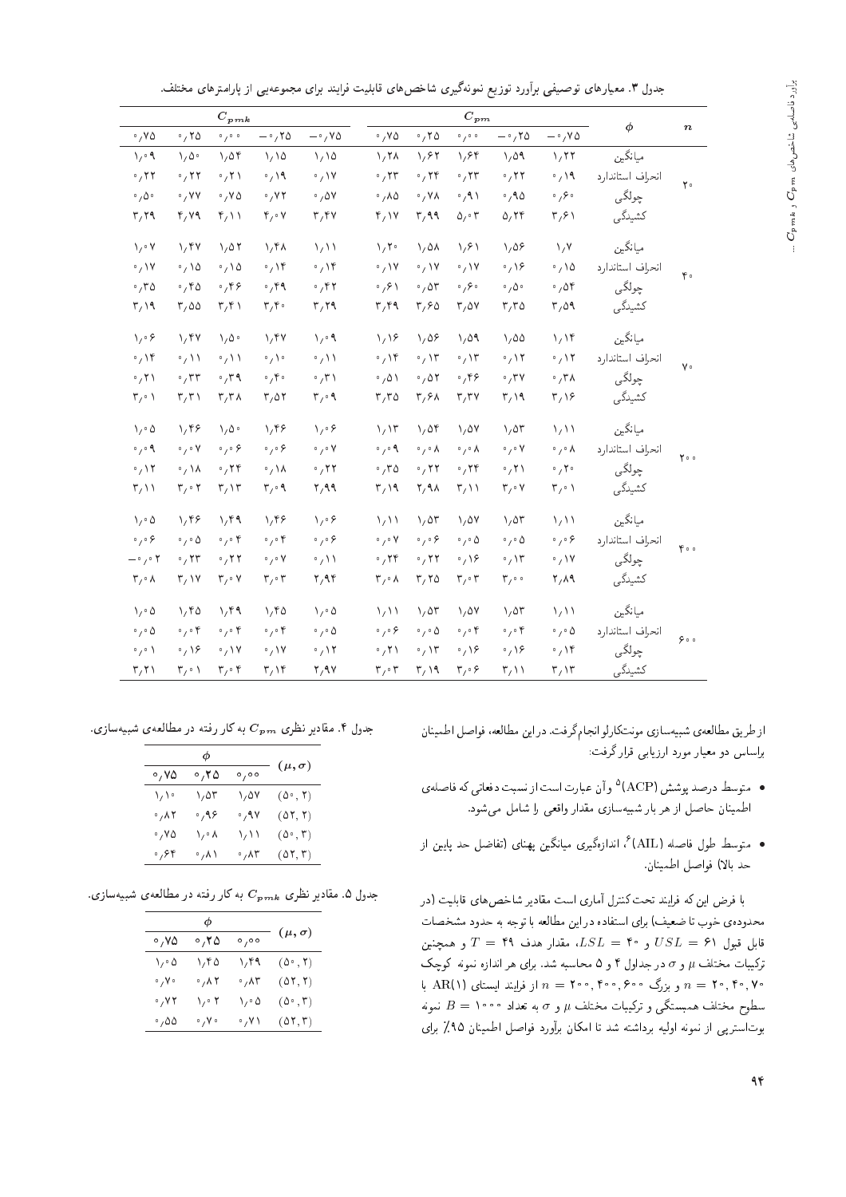جدول ۳. معیارهای توصیفی برآورد توزیع نمونه‌گیری شاخص‌های قابلیت فرایند برای مجموعه‌یی از پارامترهای مختلف.

| $n$ | $\phi$ | $C_{pm}$ | | | | | $C_{pmk}$ | | | | |
|---|---|---|---|---|---|---|---|---|---|---|---|
| | | $-0.75$ | $-0.25$ | $0.00$ | $0.25$ | $0.75$ | $-0.75$ | $-0.25$ | $0.00$ | $0.25$ | $0.75$ |
| ۲۰ | میانگین | ۱٫۲۲ | ۱٫۵۹ | ۱٫۶۴ | ۱٫۶۲ | ۱٫۲۸ | ۱٫۱۵ | ۱٫۱۵ | ۱٫۵۴ | ۱٫۵۰ | ۱٫۰۹ |
| | انحراف استاندارد | ۰٫۱۹ | ۰٫۲۲ | ۰٫۲۳ | ۰٫۲۴ | ۰٫۲۳ | ۰٫۱۷ | ۰٫۱۹ | ۰٫۲۱ | ۰٫۲۲ | ۰٫۲۲ |
| | چولگی | ۰٫۶۰ | ۰٫۹۵ | ۰٫۹۱ | ۰٫۷۸ | ۰٫۸۵ | ۰٫۵۷ | ۰٫۷۲ | ۰٫۷۵ | ۰٫۷۷ | ۰٫۵۰ |
| | کشیدگی | ۳٫۶۱ | ۵٫۲۴ | ۵٫۰۳ | ۳٫۹۹ | ۴٫۱۷ | ۳٫۴۷ | ۴٫۰۷ | ۴٫۱۱ | ۴٫۷۹ | ۳٫۲۹ |
| ۴۰ | میانگین | ۱٫۷ | ۱٫۵۶ | ۱٫۶۱ | ۱٫۵۸ | ۱٫۲۰ | ۱٫۱۱ | ۱٫۴۸ | ۱٫۵۲ | ۱٫۴۷ | ۱٫۰۷ |
| | انحراف استاندارد | ۰٫۱۵ | ۰٫۱۶ | ۰٫۱۷ | ۰٫۱۷ | ۰٫۱۷ | ۰٫۱۴ | ۰٫۱۴ | ۰٫۱۵ | ۰٫۱۵ | ۰٫۱۷ |
| | چولگی | ۰٫۵۴ | ۰٫۵۰ | ۰٫۶۰ | ۰٫۵۳ | ۰٫۶۱ | ۰٫۴۲ | ۰٫۴۹ | ۰٫۴۶ | ۰٫۴۵ | ۰٫۳۵ |
| | کشیدگی | ۳٫۵۹ | ۳٫۳۵ | ۳٫۵۷ | ۳٫۶۵ | ۳٫۴۹ | ۳٫۲۹ | ۳٫۴۰ | ۳٫۴۱ | ۳٫۵۵ | ۳٫۱۹ |
| ۷۰ | میانگین | ۱٫۱۴ | ۱٫۵۵ | ۱٫۵۹ | ۱٫۵۶ | ۱٫۱۶ | ۱٫۰۹ | ۱٫۴۷ | ۱٫۵۰ | ۱٫۴۷ | ۱٫۰۶ |
| | انحراف استاندارد | ۰٫۱۲ | ۰٫۱۲ | ۰٫۱۳ | ۰٫۱۳ | ۰٫۱۴ | ۰٫۱۱ | ۰٫۱۰ | ۰٫۱۱ | ۰٫۱۱ | ۰٫۱۴ |
| | چولگی | ۰٫۳۸ | ۰٫۳۷ | ۰٫۴۶ | ۰٫۵۲ | ۰٫۵۱ | ۰٫۳۱ | ۰٫۴۰ | ۰٫۳۹ | ۰٫۳۳ | ۰٫۲۱ |
| | کشیدگی | ۳٫۱۶ | ۳٫۱۹ | ۳٫۳۷ | ۳٫۶۸ | ۳٫۳۵ | ۳٫۰۹ | ۳٫۵۲ | ۳٫۳۸ | ۳٫۳۱ | ۳٫۰۱ |
| ۲۰۰ | میانگین | ۱٫۱۱ | ۱٫۵۳ | ۱٫۵۷ | ۱٫۵۴ | ۱٫۱۳ | ۱٫۰۶ | ۱٫۴۶ | ۱٫۵۰ | ۱٫۴۶ | ۱٫۰۵ |
| | انحراف استاندارد | ۰٫۰۸ | ۰٫۰۷ | ۰٫۰۸ | ۰٫۰۸ | ۰٫۰۹ | ۰٫۰۷ | ۰٫۰۶ | ۰٫۰۶ | ۰٫۰۷ | ۰٫۰۹ |
| | چولگی | ۰٫۲۰ | ۰٫۲۱ | ۰٫۲۴ | ۰٫۲۲ | ۰٫۳۵ | ۰٫۲۲ | ۰٫۱۸ | ۰٫۲۴ | ۰٫۱۸ | ۰٫۱۲ |
| | کشیدگی | ۳٫۰۱ | ۳٫۰۷ | ۳٫۱۱ | ۲٫۹۸ | ۳٫۱۹ | ۲٫۹۹ | ۳٫۰۹ | ۳٫۱۳ | ۳٫۰۲ | ۳٫۱۱ |
| ۴۰۰ | میانگین | ۱٫۱۱ | ۱٫۵۳ | ۱٫۵۷ | ۱٫۵۳ | ۱٫۱۱ | ۱٫۰۶ | ۱٫۴۶ | ۱٫۴۹ | ۱٫۴۶ | ۱٫۰۵ |
| | انحراف استاندارد | ۰٫۰۶ | ۰٫۰۵ | ۰٫۰۵ | ۰٫۰۶ | ۰٫۰۷ | ۰٫۰۶ | ۰٫۰۴ | ۰٫۰۴ | ۰٫۰۵ | ۰٫۰۶ |
| | چولگی | ۰٫۱۷ | ۰٫۱۳ | ۰٫۱۶ | ۰٫۲۲ | ۰٫۲۴ | ۰٫۱۱ | ۰٫۰۷ | ۰٫۲۲ | ۰٫۲۳ | $-0.02$ |
| | کشیدگی | ۲٫۸۹ | ۳٫۰۰ | ۳٫۰۳ | ۳٫۲۵ | ۳٫۰۸ | ۲٫۹۴ | ۳٫۰۳ | ۳٫۰۷ | ۳٫۱۷ | ۳٫۰۸ |
| ۶۰۰ | میانگین | ۱٫۱۱ | ۱٫۵۳ | ۱٫۵۷ | ۱٫۵۳ | ۱٫۱۱ | ۱٫۰۵ | ۱٫۴۵ | ۱٫۴۹ | ۱٫۴۵ | ۱٫۰۵ |
| | انحراف استاندارد | ۰٫۰۵ | ۰٫۰۴ | ۰٫۰۴ | ۰٫۰۵ | ۰٫۰۶ | ۰٫۰۵ | ۰٫۰۴ | ۰٫۰۴ | ۰٫۰۴ | ۰٫۰۵ |
| | چولگی | ۰٫۱۴ | ۰٫۱۶ | ۰٫۱۶ | ۰٫۱۳ | ۰٫۲۱ | ۰٫۱۲ | ۰٫۱۷ | ۰٫۱۷ | ۰٫۱۶ | ۰٫۰۱ |
| | کشیدگی | ۳٫۱۳ | ۳٫۱۱ | ۳٫۰۶ | ۳٫۱۹ | ۳٫۰۳ | ۲٫۹۷ | ۳٫۱۴ | ۳٫۰۴ | ۳٫۰۱ | ۳٫۲۱ |

از طریق مطالعه‌ی شبیه‌سازی مونت‌کارلو انجام گرفت. در این مطالعه، فواصل اطمینان براساس دو معیار مورد ارزیابی قرار گرفت:

- متوسط درصد پوشش (ACP)[5] و آن عبارت است از نسبت دفعاتی که فاصله‌ی اطمینان حاصل از هر بار شبیه‌سازی مقدار واقعی را شامل می‌شود.
- متوسط طول فاصله (AIL)[6]، اندازه‌گیری میانگین پهنای (تفاضل حد پایین از حد بالا) فواصل اطمینان.

با فرض این که فرایند تحت کنترل آماری است مقادیر شاخص‌های قابلیت (در محدوده‌ی خوب تا ضعیف) برای استفاده در این مطالعه با توجه به حدود مشخصات قابل قبول $USL = 61$ و $LSL = 40$، مقدار هدف $T = 49$ و همچنین ترکیبات مختلف $\mu$ و $\sigma$ در جداول ۴ و ۵ محاسبه شد. برای هر اندازه نمونه کوچک $n = 20, 40, 70$ و بزرگ $n = 200, 400, 600$ از فرایند ایستای AR(1) با سطوح مختلف همبستگی و ترکیبات مختلف $\mu$ و $\sigma$ به تعداد $B = 1000$ نمونه بوت‌استرپی از نمونه اولیه برداشته شد تا امکان برآورد فواصل اطمینان ۹۵٪ برای

جدول ۴. مقادیر نظری $C_{pm}$ به کار رفته در مطالعه‌ی شبیه‌سازی.

| $(\mu, \sigma)$ | $\phi$ | | |
|---|---|---|---|
| | $0.00$ | $0.25$ | $0.75$ |
| $(50, 2)$ | ۱٫۵۷ | ۱٫۵۳ | ۱٫۱۰ |
| $(52, 2)$ | ۰٫۹۷ | ۰٫۹۶ | ۰٫۸۲ |
| $(50, 3)$ | ۱٫۱۱ | ۱٫۰۸ | ۰٫۷۵ |
| $(52, 3)$ | ۰٫۸۳ | ۰٫۸۱ | ۰٫۶۴ |

جدول ۵. مقادیر نظری $C_{pmk}$ به کار رفته در مطالعه‌ی شبیه‌سازی.

| $(\mu, \sigma)$ | $\phi$ | | |
|---|---|---|---|
| | $0.00$ | $0.25$ | $0.75$ |
| $(50, 2)$ | ۱٫۴۹ | ۱٫۴۵ | ۱٫۰۵ |
| $(52, 2)$ | ۰٫۸۳ | ۰٫۸۲ | ۰٫۷۰ |
| $(50, 3)$ | ۱٫۰۵ | ۱٫۰۲ | ۰٫۷۲ |
| $(52, 3)$ | ۰٫۷۱ | ۰٫۷۰ | ۰٫۵۵ |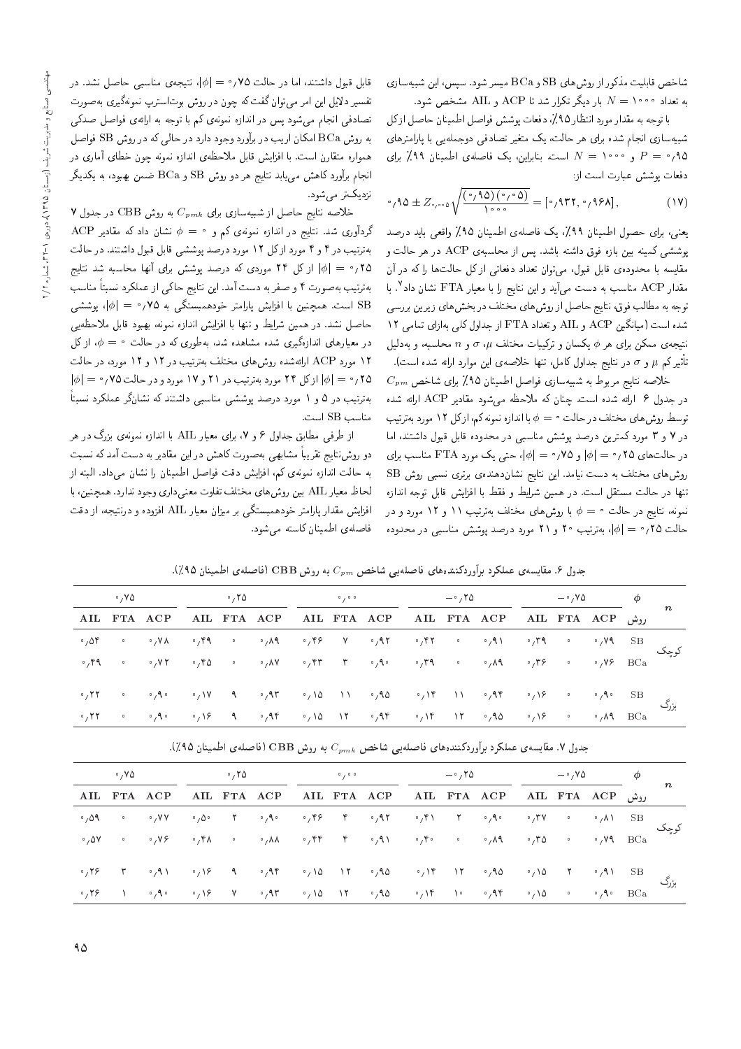شاخص قابلیت مذکور از روش‌های SB و BCa میسر شود. سپس، این شبیه‌سازی به تعداد $N = 1000$ بار دیگر تکرار شد تا ACP و AIL مشخص شود.

با توجه به مقدار مورد انتظار ۹۵٪، دفعات پوشش فواصل اطمینان حاصل از کل شبیه‌سازی انجام شده برای هر حالت، یک متغیر تصادفی دوجمله‌یی با پارامترهای $P = 0{,}95$ و $N = 1000$ است. بنابراین، یک فاصله‌ی اطمینان ۹۹٪ برای دفعات پوشش عبارت است از:

$$0{,}95 \pm Z_{0{,}005}\sqrt{\frac{(0{,}95)(0{,}05)}{1000}} = [0{,}932, 0{,}968], \qquad (17)$$

یعنی، برای حصول اطمینان ۹۹٪، یک فاصله‌ی اطمینان ۹۵٪ واقعی باید درصد پوششی کمینه بین بازه فوق داشته باشد. پس از محاسبه‌ی ACP در هر حالت و مقایسه با محدوده‌ی قابل قبول، می‌توان تعداد دفعاتی از کل حالت‌ها را که در آن مقدار ACP مناسب به دست می‌آید و این نتایج را با معیار FTA نشان داد[7]. با توجه به مطالب فوق، نتایج حاصل از روش‌های مختلف در بخش‌های زیرین بررسی شده است (میانگین ACP و AIL و تعداد FTA از جداول کلی به‌ازای تمامی ۱۲ نتیجه‌ی ممکن برای هر $\phi$ یکسان و ترکیبات مختلف $\mu$، $\sigma$ و $n$ محاسبه، و به‌دلیل تأثیر کم $\mu$ و $\sigma$ در نتایج جداول کامل، تنها خلاصه‌ی این موارد ارائه شده است).

خلاصه نتایج مربوط به شبیه‌سازی فواصل اطمینان ۹۵٪ برای شاخص $C_{pm}$ در جدول ۶ ارائه شده است. چنان که ملاحظه می‌شود مقادیر ACP ارائه شده توسط روش‌های مختلف در حالت $\phi = 0$ با اندازه نمونه کم، از کل ۱۲ مورد به‌ترتیب در ۷ و ۳ مورد کمترین درصد پوشش مناسبی در محدوده قابل قبول داشتند، اما در حالت‌های $|\phi| = 0{,}25$ و $|\phi| = 0{,}75$، حتی یک مورد FTA مناسب برای روش‌های مختلف به دست نیامد. این نتایج نشان‌دهنده‌ی برتری نسبی روش SB تنها در حالت مستقل است. در همین شرایط و فقط با افزایش قابل توجه اندازه نمونه، نتایج در حالت $\phi = 0$ با روش‌های مختلف به‌ترتیب ۱۱ و ۱۲ مورد و در حالت $|\phi| = 0{,}25$، به‌ترتیب ۲۰ و ۲۱ مورد درصد پوشش مناسبی در محدوده قابل قبول داشتند، اما در حالت $|\phi| = 0{,}75$، نتیجه‌ی مناسبی حاصل نشد. در تفسیر دلایل این امر می‌توان گفت که چون در روش بوت‌استرپ نمونه‌گیری به‌صورت تصادفی انجام می‌شود پس در اندازه نمونه‌ی کم با توجه به ارائه‌ی فواصل صدکی به روش BCa امکان اریب در برآورد وجود دارد در حالی که در روش SB فواصل همواره متقارن است. با افزایش قابل ملاحظه‌ی اندازه نمونه چون خطای آماری در انجام برآورد کاهش می‌یابد نتایج هر دو روش SB و BCa ضمن بهبود، به یکدیگر نزدیک‌تر می‌شود.

خلاصه نتایج حاصل از شبیه‌سازی برای $C_{pmk}$ به روش CBB در جدول ۷ گردآوری شد. نتایج در اندازه نمونه‌ی کم و $\phi = 0$ نشان داد که مقادیر ACP به‌ترتیب در ۴ و ۴ مورد از کل ۱۲ مورد درصد پوششی قابل قبول داشتند. در حالت $|\phi| = 0{,}25$ از کل ۲۴ موردی که درصد پوشش برای آنها محاسبه شد نتایج به‌ترتیب به‌صورت ۴ و صفر به دست آمد. این نتایج حاکی از عملکرد نسبتاً مناسب SB است. همچنین با افزایش پارامتر خودهمبستگی به $|\phi| = 0{,}75$، پوششی حاصل نشد. در همین شرایط و تنها با افزایش اندازه نمونه، بهبود قابل ملاحظه‌یی در معیارهای اندازه‌گیری شده مشاهده شد، به‌طوری که در حالت $\phi = 0$، از کل ۱۲ مورد ACP ارائه‌شده روش‌های مختلف به‌ترتیب در ۱۲ و ۱۲ مورد، در حالت $|\phi| = 0{,}25$ از کل ۲۴ مورد به‌ترتیب در ۲۱ و ۱۷ مورد و در حالت $|\phi| = 0{,}75$ به‌ترتیب در ۵ و ۱ مورد درصد پوششی مناسبی داشتند که نشانگر عملکرد نسبتاً مناسب SB است.

از طرفی مطابق جداول ۶ و ۷، برای معیار AIL با اندازه نمونه‌ی بزرگ در هر دو روش نتایج تقریباً مشابهی به‌صورت کاهش در این مقادیر به دست آمد که نسبت به حالت اندازه نمونه‌ی کم، افزایش دقت فواصل اطمینان را نشان می‌داد. البته از لحاظ معیار AIL بین روش‌های مختلف تفاوت معنی‌داری وجود ندارد. همچنین، با افزایش مقدار پارامتر خودهمبستگی بر میزان معیار AIL افزوده و درنتیجه، از دقت فاصله‌ی اطمینان کاسته می‌شود.

جدول ۶. مقایسه‌ی عملکرد برآوردکننده‌های فاصله‌یی شاخص $C_{pm}$ به روش CBB (فاصله‌ی اطمینان ۹۵٪).

| $n$ | $\phi$ | $-0{,}75$ | | | $-0{,}25$ | | | $0{,}00$ | | | $0{,}25$ | | | $0{,}75$ | | |
|---|---|---|---|---|---|---|---|---|---|---|---|---|---|---|---|---|
| | روش | ACP | FTA | AIL | ACP | FTA | AIL | ACP | FTA | AIL | ACP | FTA | AIL | ACP | FTA | AIL |
| کوچک | SB | 0,79 | 0 | 0,39 | 0,91 | 0 | 0,42 | 0,92 | 7 | 0,46 | 0,89 | 0 | 0,49 | 0,78 | 0 | 0,54 |
| | BCa | 0,76 | 0 | 0,36 | 0,89 | 0 | 0,39 | 0,90 | 3 | 0,43 | 0,87 | 0 | 0,45 | 0,72 | 0 | 0,49 |
| بزرگ | SB | 0,90 | 0 | 0,16 | 0,94 | 11 | 0,14 | 0,95 | 11 | 0,15 | 0,93 | 9 | 0,17 | 0,90 | 0 | 0,22 |
| | BCa | 0,89 | 0 | 0,16 | 0,95 | 12 | 0,14 | 0,94 | 12 | 0,15 | 0,94 | 9 | 0,16 | 0,90 | 0 | 0,22 |

جدول ۷. مقایسه‌ی عملکرد برآوردکننده‌های فاصله‌یی شاخص $C_{pmk}$ به روش CBB (فاصله‌ی اطمینان ۹۵٪).

| $n$ | $\phi$ | $-0{,}75$ | | | $-0{,}25$ | | | $0{,}00$ | | | $0{,}25$ | | | $0{,}75$ | | |
|---|---|---|---|---|---|---|---|---|---|---|---|---|---|---|---|---|
| | روش | ACP | FTA | AIL | ACP | FTA | AIL | ACP | FTA | AIL | ACP | FTA | AIL | ACP | FTA | AIL |
| کوچک | SB | 0,81 | 0 | 0,37 | 0,90 | 2 | 0,41 | 0,92 | 4 | 0,46 | 0,90 | 2 | 0,50 | 0,77 | 0 | 0,59 |
| | BCa | 0,79 | 0 | 0,35 | 0,89 | 0 | 0,40 | 0,91 | 4 | 0,44 | 0,88 | 0 | 0,48 | 0,76 | 0 | 0,57 |
| بزرگ | SB | 0,91 | 2 | 0,15 | 0,95 | 12 | 0,14 | 0,95 | 12 | 0,15 | 0,94 | 9 | 0,16 | 0,91 | 3 | 0,26 |
| | BCa | 0,90 | 0 | 0,15 | 0,94 | 10 | 0,14 | 0,95 | 12 | 0,15 | 0,93 | 7 | 0,16 | 0,90 | 1 | 0,26 |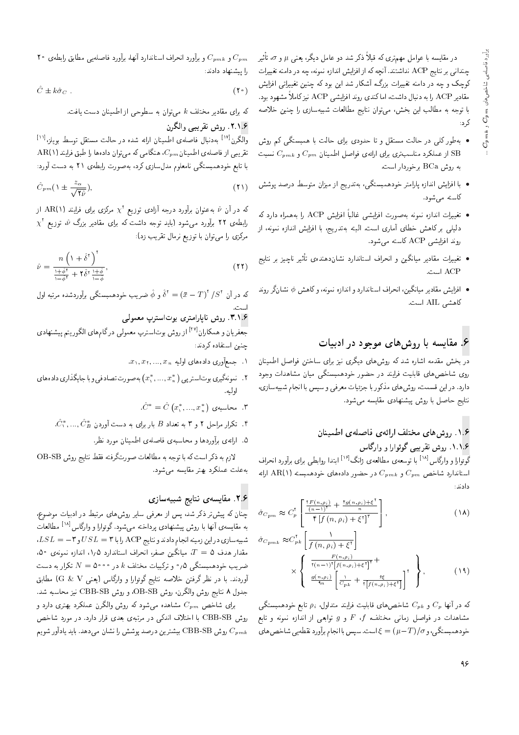در مقایسه با عوامل مهم‌تری که قبلاً ذکر شد دو عامل دیگر، یعنی $\mu$ و $\sigma$، تأثیر چندانی بر نتایج ACP نداشتند. آنچه که از افزایش اندازه نمونه، چه در دامنه تغییرات کوچک و چه در دامنه تغییرات بزرگ آشکار شد این بود که چنین تغییراتی افزایش مقادیر ACP را به دنبال داشت، اما کندی روند افزایشی ACP نیز کاملاً مشهود بود.

با توجه به مطالب این بخش، می‌توان نتایج مطالعات شبیه‌سازی را چنین خلاصه کرد:

- به‌طور کلی در حالت مستقل و تا حدودی برای حالت با همبستگی کم روش SB از عملکرد مناسب‌تری برای ارائه‌ی فواصل اطمینان $C_{pm}$ و $C_{pmk}$ نسبت به روش BCa برخوردار است.
- با افزایش اندازه پارامتر خودهمبستگی، به‌تدریج از میزان متوسط درصد پوشش کاسته می‌شود.
- تغییرات اندازه نمونه به‌صورت افزایشی غالباً افزایش ACP را به‌همراه دارد که دلیلی بر کاهش خطای آماری است. البته به‌تدریج، با افزایش اندازه نمونه، از روند افزایشی ACP کاسته می‌شود.
- تغییرات مقادیر میانگین و انحراف استاندارد نشان‌دهنده‌ی تأثیر ناچیز بر نتایج ACP است.
- افزایش مقادیر میانگین، انحراف استاندارد و اندازه نمونه، و کاهش $\phi$ نشانگر روند کاهشی AIL است.

# ۶. مقایسه با روش‌های موجود در ادبیات

در بخش مقدمه اشاره شد که روش‌های دیگری نیز برای ساختن فواصل اطمینان روی شاخص‌های قابلیت فرایند در حضور خودهمبستگی میان مشاهدات وجود دارد. در این قسمت، روش‌های مذکور با جزئیات معرفی و سپس با انجام شبیه‌سازی، نتایج حاصل با روش پیشنهادی مقایسه می‌شود.

## ۱.۶. روش‌های مختلف ارائه‌ی فاصله‌ی اطمینان

### ۱.۱.۶. روش تقریبی گوئوارا و وارگاس

گوئوارا و وارگاس[18] با توسعه‌ی مطالعه‌ی ژانگ[16] ابتدا روابطی برای برآورد انحراف استاندارد شاخص $C_{pm}$ و $C_{pmk}$ در حضور داده‌های خودهمبسته AR(1) ارائه دادند:

$$\hat{\sigma}_{C_{pm}} \approx C_p^{2}\left[\frac{\frac{2F(n,\rho_i)}{(n-1)^2}+\frac{4g(n,\rho_i)+\xi^2}{n}}{4\left[f\left(n,\rho_i\right)+\xi^2\right]^3}\right], \tag{18}$$

$$\hat{\sigma}_{C_{pmk}} \approx C_{pk}^{2}\left[\frac{1}{f\left(n,\rho_i\right)+\xi^2}\right] \times\left\{\begin{array}{l}\frac{F(n,\rho_i)}{2(n-1)^2\left[f(n,\rho_i)+\xi^2\right]^2}+\\ \frac{g(n,\rho_i)}{9n}\left[\frac{1}{C_{pk}}+\frac{6\xi}{2\left[f(n,\rho_i)+\xi^2\right]}\right]^2\end{array}\right\}, \tag{19}$$

که در آنها $C_p$ و $C_{pk}$ شاخص‌های قابلیت فرایند متداول، $\rho_i$ تابع خودهمبستگی مشاهدات در فواصل زمانی مختلف $f$، $F$ و $g$ توابعی از اندازه نمونه و تابع خودهمبستگی، و $\xi=(\mu-T)/\sigma$ است. سپس با انجام برآورد نقطه‌یی شاخص‌های $C_{pm}$ و $C_{pmk}$ و برآورد انحراف استاندارد آنها، برآورد فاصله‌یی مطابق رابطه‌ی ۲۰ را پیشنهاد دادند:

$$\hat{C}\pm k\hat{\sigma}_C\ . \tag{20}$$

که برای مقادیر مختلف $k$ می‌توان به سطوحی از اطمینان دست یافت.

### ۲.۱.۶. روش تقریبی والگرن

والگرن[17] به‌دنبال فاصله‌ی اطمینان ارائه شده در حالت مستقل توسط بویلز،[11] تقریبی از فاصله‌ی اطمینان $C_{pm}$، هنگامی که می‌توان داده‌ها را طبق فرایند AR(1) با تابع خودهمبستگی نامعلوم مدل‌سازی کرد، به‌صورت رابطه‌ی ۲۱ به دست آورد:

$$\hat{C}_{pm}\left(1\pm\frac{z_\alpha}{\sqrt{2\hat{\nu}}}\right), \tag{21}$$

که در آن $\hat{\nu}$ به‌عنوان برآورد درجه آزادی توزیع $\chi^2$ مرکزی برای فرایند AR(1) از رابطه‌ی ۲۲ برآورد می‌شود (باید توجه داشت که برای مقادیر بزرگ $\hat{\nu}$، توزیع $\chi^2$ مرکزی را می‌توان با توزیع نرمال تقریب زد):

$$\hat{\nu}=\frac{n\left(1+\hat{\delta}^2\right)^2}{\frac{1+\hat{\phi}^2}{1-\hat{\phi}^2}+2\hat{\delta}^2\frac{1+\hat{\phi}}{1-\hat{\phi}}}, \tag{22}$$

که در آن $\hat{\delta}^2=(\bar{x}-T)^2/S^2$ و $\hat{\phi}$ ضریب خودهمبستگی برآوردشده مرتبه اول است.

### ۳.۱.۶. روش ناپارامتری بوت‌استرپ معمولی

جعفریان و همکاران[27] از روش بوت‌استرپ معمولی در گام‌های الگوریتم پیشنهادی چنین استفاده کردند:

۱. جمع‌آوری داده‌های اولیه $x_1,x_2,...,x_n$.

۲. نمونه‌گیری بوت‌استرپی $\left(x_1^*,...,x_n^*\right)$ به‌صورت تصادفی و با جایگذاری داده‌های اولیه.

۳. محاسبه‌ی $\hat{C}^*=\hat{C}\left(x_1^*,...,x_n^*\right)$.

۴. تکرار مراحل ۲ و ۳ به تعداد $B$ بار برای به دست آوردن $\hat{C}_1^*,...,\hat{C}_B^*$.

۵. ارائه‌ی برآوردها و محاسبه‌ی فاصله‌ی اطمینان مورد نظر.

لازم به ذکر است که با توجه به مطالعات صورت‌گرفته فقط نتایج روش OB-SB به‌علت عملکرد بهتر مقایسه می‌شود.

## ۲.۶. مقایسه‌ی نتایج شبیه‌سازی

چنان که پیش‌تر ذکر شد، پس از معرفی سایر روش‌های مرتبط در ادبیات موضوع، به مقایسه‌ی آنها با روش پیشنهادی پرداخته می‌شود. گوئوارا و وارگاس[18] مطالعات شبیه‌سازی در این زمینه انجام دادند و نتایج ACP را با $USL=3$ و $LSL=-3$، مقدار هدف $T=5$، میانگین صفر، انحراف استاندارد ۱٫۵، اندازه نمونه‌ی ۵۰، ضریب خودهمبستگی ۰٫۵ و ترکیبات مختلف $k$ در $N=5000$ تکرار به دست آوردند. با در نظر گرفتن خلاصه نتایج گوئوارا و وارگاس (یعنی G & V) مطابق جدول ۸ نتایج روش والگرن، روش OB-SB، و روش CBB-SB نیز محاسبه شد.

برای شاخص $C_{pm}$ مشاهده می‌شود که روش والگرن عملکرد بهتری دارد و روش CBB-SB با اختلاف اندکی در مرتبه‌ی بعدی قرار دارد. در مورد شاخص $C_{pmk}$ روش CBB-SB بیشترین درصد پوشش را نشان می‌دهد. باید یادآور شویم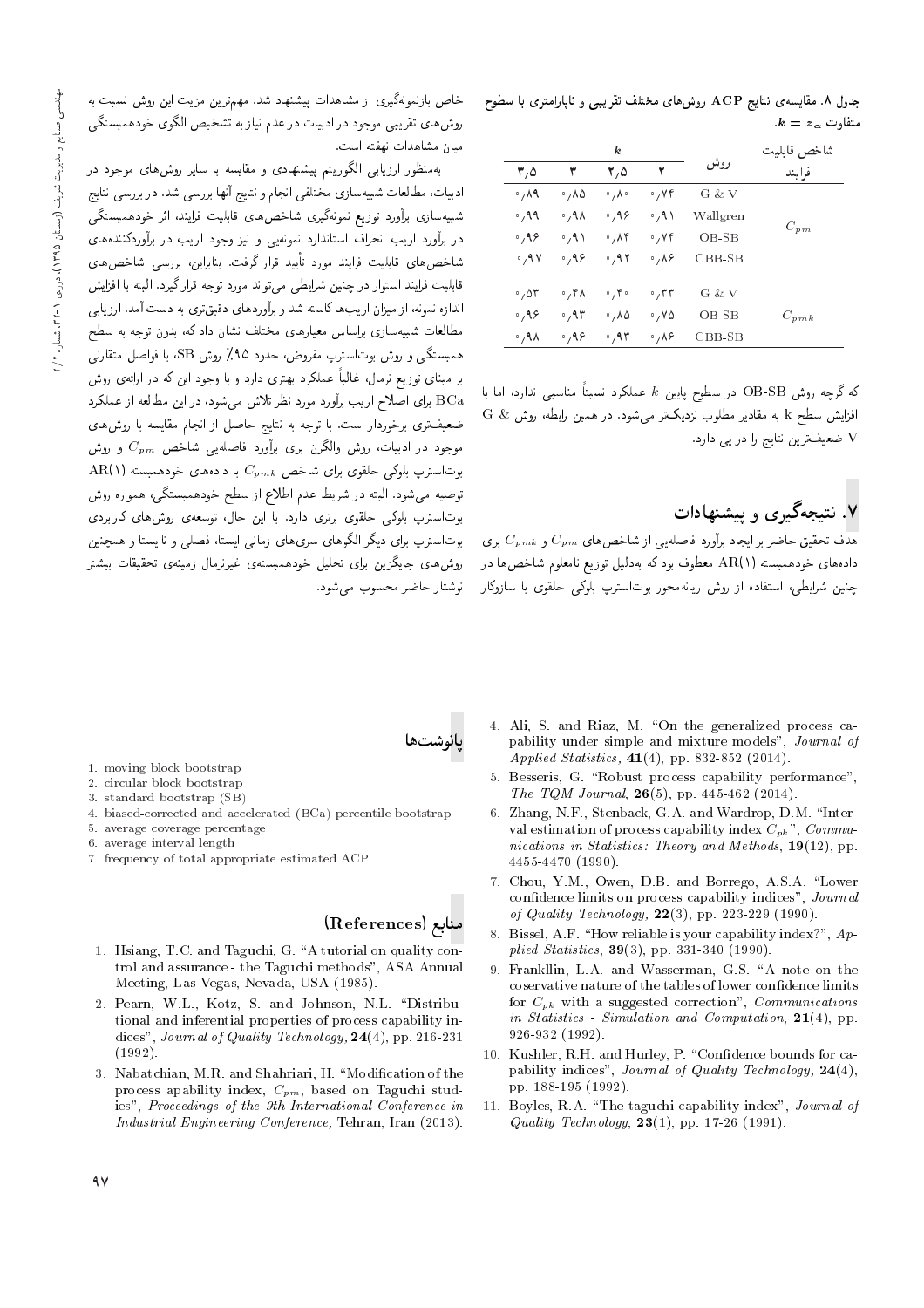جدول ۸. مقایسه‌ی نتایج ACP روش‌های مختلف تقریبی و ناپارامتری با سطوح متفاوت $k = z_\alpha$.

| شاخص قابلیت فرایند | روش | $k$ | | | |
|---|---|---|---|---|---|
| | | ۲ | ۲٫۵ | ۳ | ۳٫۵ |
| $C_{pm}$ | G & V | ۰٫۷۴ | ۰٫۸۰ | ۰٫۸۵ | ۰٫۸۹ |
| | Wallgren | ۰٫۹۱ | ۰٫۹۶ | ۰٫۹۸ | ۰٫۹۹ |
| | OB-SB | ۰٫۷۴ | ۰٫۸۴ | ۰٫۹۱ | ۰٫۹۶ |
| | CBB-SB | ۰٫۸۶ | ۰٫۹۲ | ۰٫۹۶ | ۰٫۹۷ |
| $C_{pmk}$ | G & V | ۰٫۳۳ | ۰٫۴۰ | ۰٫۴۸ | ۰٫۵۳ |
| | OB-SB | ۰٫۷۵ | ۰٫۸۵ | ۰٫۹۳ | ۰٫۹۶ |
| | CBB-SB | ۰٫۸۶ | ۰٫۹۳ | ۰٫۹۶ | ۰٫۹۸ |

که گرچه روش OB-SB در سطوح پایین $k$ عملکرد نسبتاً مناسبی ندارد، اما با افزایش سطح k به مقادیر مطلوب نزدیک‌تر می‌شود. در همین رابطه، روش G & V ضعیف‌ترین نتایج را در پی دارد.

## ۷. نتیجه‌گیری و پیشنهادات

هدف تحقیق حاضر بر ایجاد برآورد فاصله‌یی از شاخص‌های $C_{pm}$ و $C_{pmk}$ برای داده‌های خودهمبسته AR(1) معطوف بود که به‌دلیل توزیع نامعلوم شاخص‌ها در چنین شرایطی، استفاده از روش رایانه‌محور بوت‌استرپ بلوکی حلقوی با سازوکار خاص بازنمونه‌گیری از مشاهدات پیشنهاد شد. مهم‌ترین مزیت این روش نسبت به روش‌های تقریبی موجود در ادبیات در عدم نیاز به تشخیص الگوی خودهمبستگی میان مشاهدات نهفته است.

به‌منظور ارزیابی الگوریتم پیشنهادی و مقایسه با سایر روش‌های موجود در ادبیات، مطالعات شبیه‌سازی مختلفی انجام و نتایج آنها بررسی شد. در بررسی نتایج شبیه‌سازی برآورد توزیع نمونه‌گیری شاخص‌های قابلیت فرایند، اثر خودهمبستگی در برآورد اریب انحراف استاندارد نمونه‌یی و نیز وجود اریب در برآوردکننده‌های شاخص‌های قابلیت فرایند مورد تأیید قرار گرفت. بنابراین، بررسی شاخص‌های قابلیت فرایند استوار در چنین شرایطی می‌تواند مورد توجه قرار گیرد. البته با افزایش اندازه نمونه، از میزان اریب‌ها کاسته شد و برآوردهای دقیق‌تری به دست آمد. ارزیابی مطالعات شبیه‌سازی براساس معیارهای مختلف نشان داد که، بدون توجه به سطح همبستگی و روش بوت‌استرپ مفروض، حدود ۹۵٪ روش SB، با فواصل متقارنی بر مبنای توزیع نرمال، غالباً عملکرد بهتری دارد و با وجود این که در ارائه‌ی روش BCa برای اصلاح اریب برآورد مورد نظر تلاش می‌شود، در این مطالعه از عملکرد ضعیف‌تری برخوردار است. با توجه به نتایج حاصل از انجام مقایسه با روش‌های موجود در ادبیات، روش والگرن برای برآورد فاصله‌یی شاخص $C_{pm}$ و روش بوت‌استرپ بلوکی حلقوی برای شاخص $C_{pmk}$ با داده‌های خودهمبسته AR(1) توصیه می‌شود. البته در شرایط عدم اطلاع از سطح خودهمبستگی، همواره روش بوت‌استرپ بلوکی حلقوی برتری دارد. با این حال، توسعه‌ی روش‌های کاربردی بوت‌استرپ برای دیگر الگوهای سری‌های زمانی ایستا، فصلی و ناایستا و همچنین روش‌های جایگزین برای تحلیل خودهمبسته‌ی غیرنرمال زمینه‌ی تحقیقات بیشتر نوشتار حاضر محسوب می‌شود.

## پانوشت‌ها

1. moving block bootstrap
2. circular block bootstrap
3. standard bootstrap (SB)
4. biased-corrected and accelerated (BCa) percentile bootstrap
5. average coverage percentage
6. average interval length
7. frequency of total appropriate estimated ACP

## منابع (References)

1. Hsiang, T.C. and Taguchi, G. "A tutorial on quality control and assurance - the Taguchi methods", ASA Annual Meeting, Las Vegas, Nevada, USA (1985).
2. Pearn, W.L., Kotz, S. and Johnson, N.L. "Distributional and inferential properties of process capability indices", *Journal of Quality Technology*, **24**(4), pp. 216-231 (1992).
3. Nabatchian, M.R. and Shahriari, H. "Modification of the process apability index, $C_{pm}$, based on Taguchi studies", *Proceedings of the 9th International Conference in Industrial Engineering Conference*, Tehran, Iran (2013).
4. Ali, S. and Riaz, M. "On the generalized process capability under simple and mixture models", *Journal of Applied Statistics*, **41**(4), pp. 832-852 (2014).
5. Besseris, G. "Robust process capability performance", *The TQM Journal*, **26**(5), pp. 445-462 (2014).
6. Zhang, N.F., Stenback, G.A. and Wardrop, D.M. "Interval estimation of process capability index $C_{pk}$", *Communications in Statistics: Theory and Methods*, **19**(12), pp. 4455-4470 (1990).
7. Chou, Y.M., Owen, D.B. and Borrego, A.S.A. "Lower confidence limits on process capability indices", *Journal of Quality Technology*, **22**(3), pp. 223-229 (1990).
8. Bissel, A.F. "How reliable is your capability index?", *Applied Statistics*, **39**(3), pp. 331-340 (1990).
9. Frankllin, L.A. and Wasserman, G.S. "A note on the coservative nature of the tables of lower confidence limits for $C_{pk}$ with a suggested correction", *Communications in Statistics - Simulation and Computation*, **21**(4), pp. 926-932 (1992).
10. Kushler, R.H. and Hurley, P. "Confidence bounds for capability indices", *Journal of Quality Technology*, **24**(4), pp. 188-195 (1992).
11. Boyles, R.A. "The taguchi capability index", *Journal of Quality Technology*, **23**(1), pp. 17-26 (1991).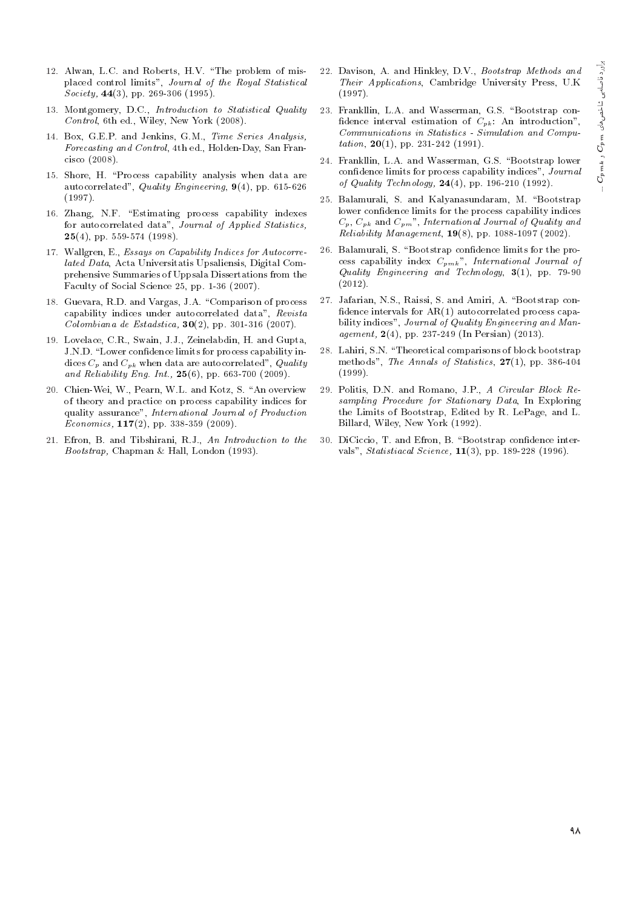12. Alwan, L.C. and Roberts, H.V. "The problem of misplaced control limits", *Journal of the Royal Statistical Society,* **44**(3), pp. 269-306 (1995).

13. Montgomery, D.C., *Introduction to Statistical Quality Control*, 6th ed., Wiley, New York (2008).

14. Box, G.E.P. and Jenkins, G.M., *Time Series Analysis, Forecasting and Control*, 4th ed., Holden-Day, San Francisco (2008).

15. Shore, H. "Process capability analysis when data are autocorrelated", *Quality Engineering*, **9**(4), pp. 615-626 (1997).

16. Zhang, N.F. "Estimating process capability indexes for autocorrelated data", *Journal of Applied Statistics,* **25**(4), pp. 559-574 (1998).

17. Wallgren, E., *Essays on Capability Indices for Autocorrelated Data*, Acta Universitatis Upsaliensis, Digital Comprehensive Summaries of Uppsala Dissertations from the Faculty of Social Science 25, pp. 1-36 (2007).

18. Guevara, R.D. and Vargas, J.A. "Comparison of process capability indices under autocorrelated data", *Revista Colombiana de Estadstica,* **30**(2), pp. 301-316 (2007).

19. Lovelace, C.R., Swain, J.J., Zeinelabdin, H. and Gupta, J.N.D. "Lower confidence limits for process capability indices $C_p$ and $C_{pk}$ when data are autocorrelated", *Quality and Reliability Eng. Int.,* **25**(6), pp. 663-700 (2009).

20. Chien-Wei, W., Pearn, W.L. and Kotz, S. "An overview of theory and practice on process capability indices for quality assurance", *International Journal of Production Economics,* **117**(2), pp. 338-359 (2009).

21. Efron, B. and Tibshirani, R.J., *An Introduction to the Bootstrap,* Chapman & Hall, London (1993).

22. Davison, A. and Hinkley, D.V., *Bootstrap Methods and Their Applications*, Cambridge University Press, U.K (1997).

23. Frankllin, L.A. and Wasserman, G.S. "Bootstrap confidence interval estimation of $C_{pk}$: An introduction", *Communications in Statistics - Simulation and Computation*, **20**(1), pp. 231-242 (1991).

24. Frankllin, L.A. and Wasserman, G.S. "Bootstrap lower confidence limits for process capability indices", *Journal of Quality Technology,* **24**(4), pp. 196-210 (1992).

25. Balamurali, S. and Kalyanasundaram, M. "Bootstrap lower confidence limits for the process capability indices $C_p$, $C_{pk}$ and $C_{pm}$", *International Journal of Quality and Reliability Management*, **19**(8), pp. 1088-1097 (2002).

26. Balamurali, S. "Bootstrap confidence limits for the process capability index $C_{pmk}$", *International Journal of Quality Engineering and Technology*, **3**(1), pp. 79-90 (2012).

27. Jafarian, N.S., Raissi, S. and Amiri, A. "Bootstrap confidence intervals for AR(1) autocorrelated process capability indices", *Journal of Quality Engineering and Management,* **2**(4), pp. 237-249 (In Persian) (2013).

28. Lahiri, S.N. "Theoretical comparisons of block bootstrap methods", *The Annals of Statistics*, **27**(1), pp. 386-404 (1999).

29. Politis, D.N. and Romano, J.P., *A Circular Block Resampling Procedure for Stationary Data*, In Exploring the Limits of Bootstrap, Edited by R. LePage, and L. Billard, Wiley, New York (1992).

30. DiCiccio, T. and Efron, B. "Bootstrap confidence intervals", *Statistiacal Science,* **11**(3), pp. 189-228 (1996).